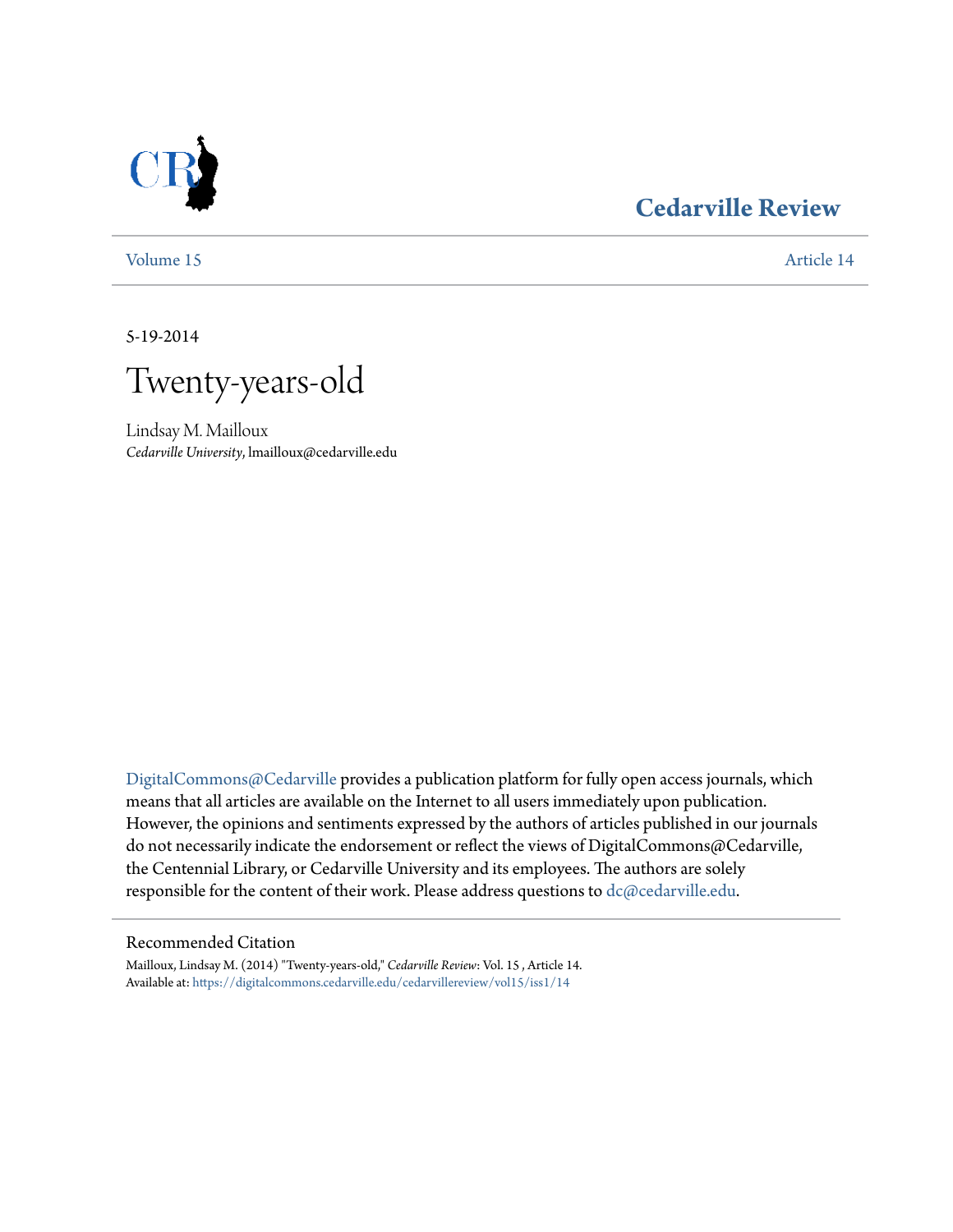# Cedarville Review

Volume 15 | Article 14

5-19-2014

# Twenty-years-old

Lindsay M. Mailloux
*Cedarville University*, lmailloux@cedarville.edu

DigitalCommons@Cedarville provides a publication platform for fully open access journals, which means that all articles are available on the Internet to all users immediately upon publication. However, the opinions and sentiments expressed by the authors of articles published in our journals do not necessarily indicate the endorsement or reflect the views of DigitalCommons@Cedarville, the Centennial Library, or Cedarville University and its employees. The authors are solely responsible for the content of their work. Please address questions to dc@cedarville.edu.

## Recommended Citation

Mailloux, Lindsay M. (2014) "Twenty-years-old," *Cedarville Review*: Vol. 15 , Article 14.
Available at: https://digitalcommons.cedarville.edu/cedarvillereview/vol15/iss1/14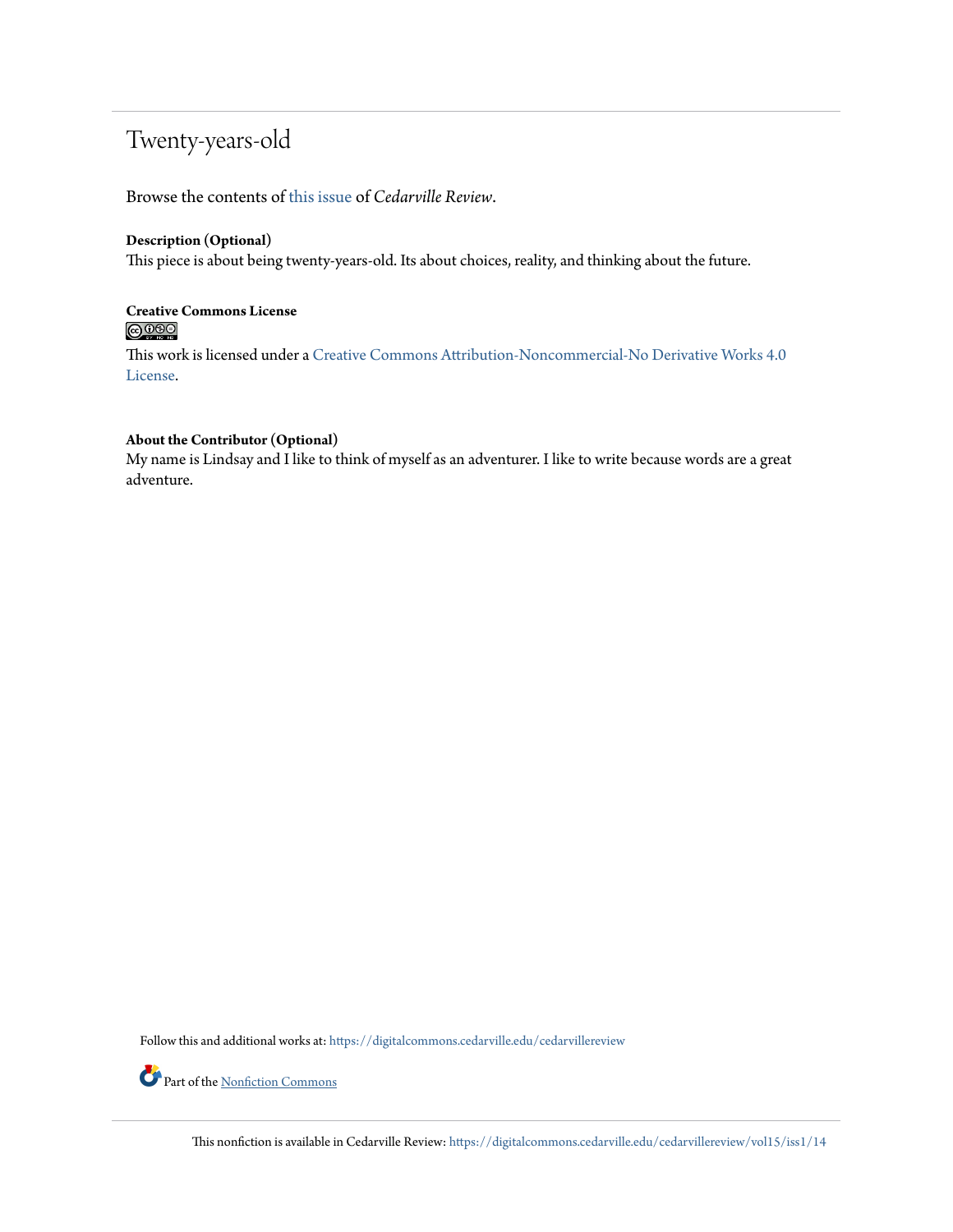# Twenty-years-old

Browse the contents of this issue of *Cedarville Review*.

**Description (Optional)**

This piece is about being twenty-years-old. Its about choices, reality, and thinking about the future.

**Creative Commons License**

This work is licensed under a Creative Commons Attribution-Noncommercial-No Derivative Works 4.0 License.

**About the Contributor (Optional)**

My name is Lindsay and I like to think of myself as an adventurer. I like to write because words are a great adventure.

Follow this and additional works at: https://digitalcommons.cedarville.edu/cedarvillereview

Part of the Nonfiction Commons

This nonfiction is available in Cedarville Review: https://digitalcommons.cedarville.edu/cedarvillereview/vol15/iss1/14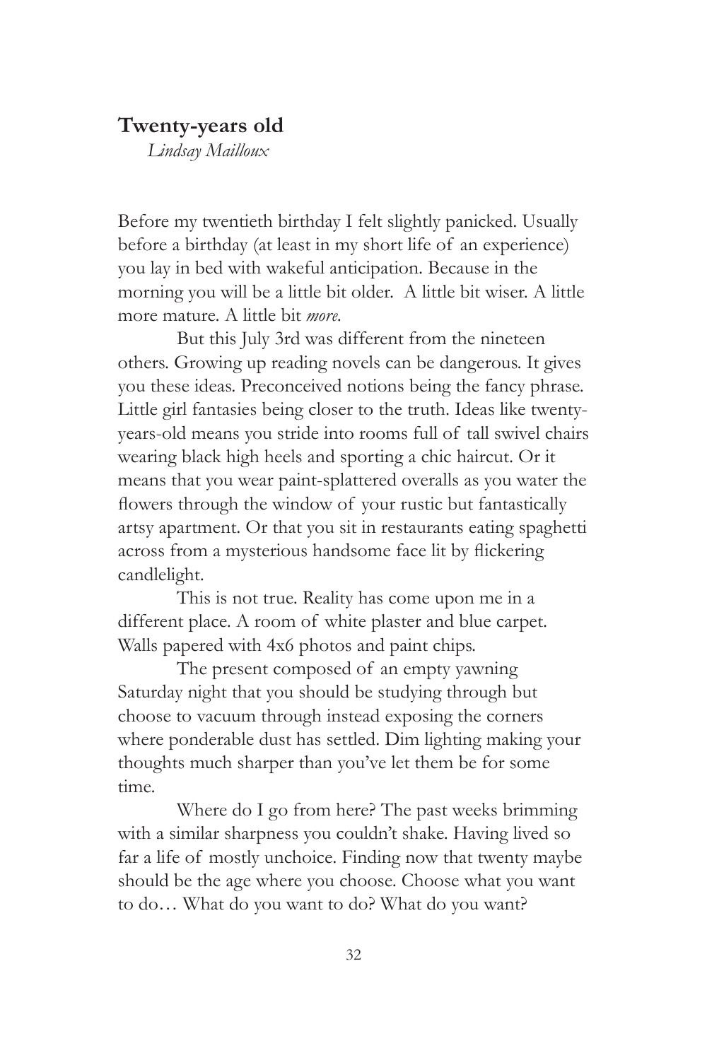## Twenty-years old

*Lindsay Mailloux*

Before my twentieth birthday I felt slightly panicked. Usually before a birthday (at least in my short life of an experience) you lay in bed with wakeful anticipation. Because in the morning you will be a little bit older. A little bit wiser. A little more mature. A little bit *more*.

But this July 3rd was different from the nineteen others. Growing up reading novels can be dangerous. It gives you these ideas. Preconceived notions being the fancy phrase. Little girl fantasies being closer to the truth. Ideas like twenty-years-old means you stride into rooms full of tall swivel chairs wearing black high heels and sporting a chic haircut. Or it means that you wear paint-splattered overalls as you water the flowers through the window of your rustic but fantastically artsy apartment. Or that you sit in restaurants eating spaghetti across from a mysterious handsome face lit by flickering candlelight.

This is not true. Reality has come upon me in a different place. A room of white plaster and blue carpet. Walls papered with 4x6 photos and paint chips.

The present composed of an empty yawning Saturday night that you should be studying through but choose to vacuum through instead exposing the corners where ponderable dust has settled. Dim lighting making your thoughts much sharper than you've let them be for some time.

Where do I go from here? The past weeks brimming with a similar sharpness you couldn't shake. Having lived so far a life of mostly unchoice. Finding now that twenty maybe should be the age where you choose. Choose what you want to do… What do you want to do? What do you want?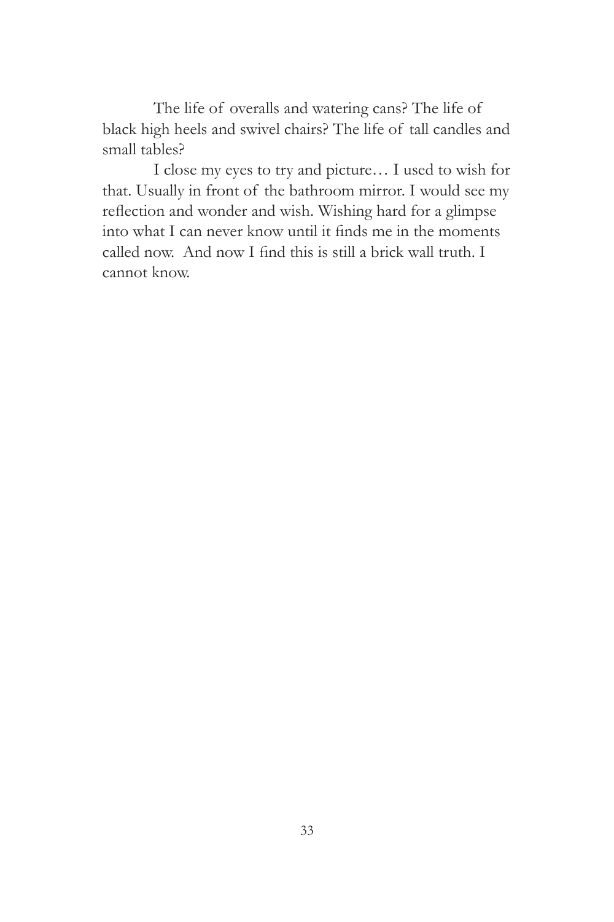The life of overalls and watering cans? The life of black high heels and swivel chairs? The life of tall candles and small tables?

I close my eyes to try and picture… I used to wish for that. Usually in front of the bathroom mirror. I would see my reflection and wonder and wish. Wishing hard for a glimpse into what I can never know until it finds me in the moments called now. And now I find this is still a brick wall truth. I cannot know.